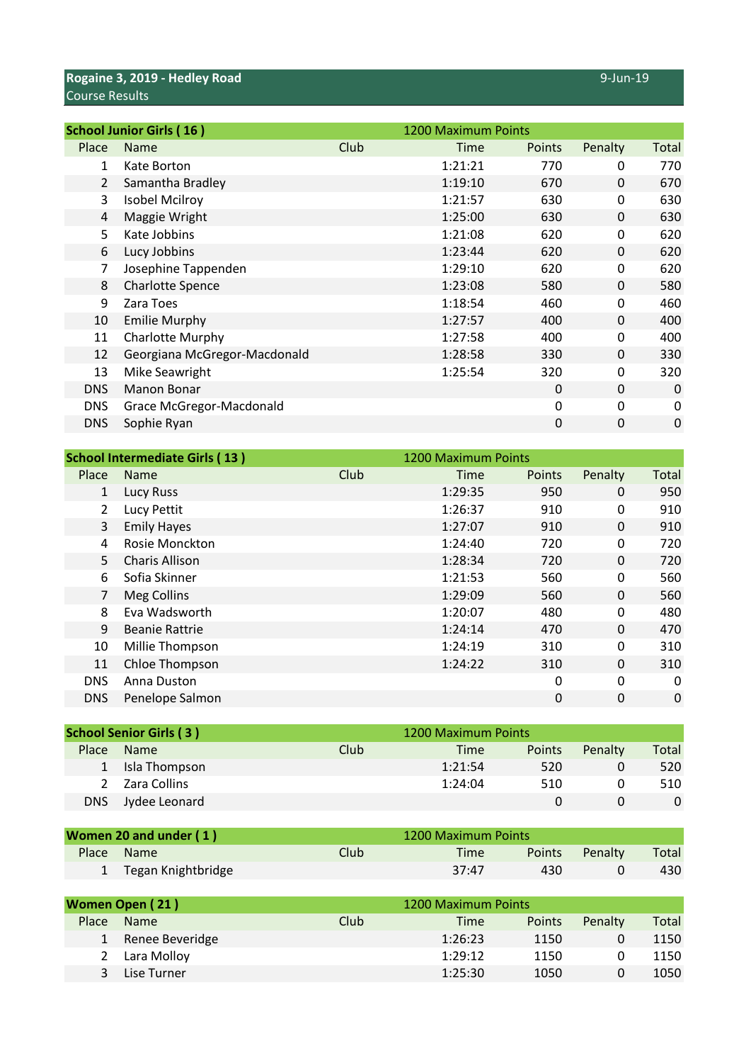# Rogaine 3, 2019 - Hedley Road

Course Results

9-Jun-19

## School Junior Girls ( 16 )

1200 Maximum Points

| Place | Name | Club | Time | Points | Penalty | Total |
|---|---|---|---|---|---|---|
| 1 | Kate Borton | | 1:21:21 | 770 | 0 | 770 |
| 2 | Samantha Bradley | | 1:19:10 | 670 | 0 | 670 |
| 3 | Isobel Mcilroy | | 1:21:57 | 630 | 0 | 630 |
| 4 | Maggie Wright | | 1:25:00 | 630 | 0 | 630 |
| 5 | Kate Jobbins | | 1:21:08 | 620 | 0 | 620 |
| 6 | Lucy Jobbins | | 1:23:44 | 620 | 0 | 620 |
| 7 | Josephine Tappenden | | 1:29:10 | 620 | 0 | 620 |
| 8 | Charlotte Spence | | 1:23:08 | 580 | 0 | 580 |
| 9 | Zara Toes | | 1:18:54 | 460 | 0 | 460 |
| 10 | Emilie Murphy | | 1:27:57 | 400 | 0 | 400 |
| 11 | Charlotte Murphy | | 1:27:58 | 400 | 0 | 400 |
| 12 | Georgiana McGregor-Macdonald | | 1:28:58 | 330 | 0 | 330 |
| 13 | Mike Seawright | | 1:25:54 | 320 | 0 | 320 |
| DNS | Manon Bonar | | | 0 | 0 | 0 |
| DNS | Grace McGregor-Macdonald | | | 0 | 0 | 0 |
| DNS | Sophie Ryan | | | 0 | 0 | 0 |

## School Intermediate Girls ( 13 )

1200 Maximum Points

| Place | Name | Club | Time | Points | Penalty | Total |
|---|---|---|---|---|---|---|
| 1 | Lucy Russ | | 1:29:35 | 950 | 0 | 950 |
| 2 | Lucy Pettit | | 1:26:37 | 910 | 0 | 910 |
| 3 | Emily Hayes | | 1:27:07 | 910 | 0 | 910 |
| 4 | Rosie Monckton | | 1:24:40 | 720 | 0 | 720 |
| 5 | Charis Allison | | 1:28:34 | 720 | 0 | 720 |
| 6 | Sofia Skinner | | 1:21:53 | 560 | 0 | 560 |
| 7 | Meg Collins | | 1:29:09 | 560 | 0 | 560 |
| 8 | Eva Wadsworth | | 1:20:07 | 480 | 0 | 480 |
| 9 | Beanie Rattrie | | 1:24:14 | 470 | 0 | 470 |
| 10 | Millie Thompson | | 1:24:19 | 310 | 0 | 310 |
| 11 | Chloe Thompson | | 1:24:22 | 310 | 0 | 310 |
| DNS | Anna Duston | | | 0 | 0 | 0 |
| DNS | Penelope Salmon | | | 0 | 0 | 0 |

## School Senior Girls ( 3 )

1200 Maximum Points

| Place | Name | Club | Time | Points | Penalty | Total |
|---|---|---|---|---|---|---|
| 1 | Isla Thompson | | 1:21:54 | 520 | 0 | 520 |
| 2 | Zara Collins | | 1:24:04 | 510 | 0 | 510 |
| DNS | Jydee Leonard | | | 0 | 0 | 0 |

## Women 20 and under ( 1 )

1200 Maximum Points

| Place | Name | Club | Time | Points | Penalty | Total |
|---|---|---|---|---|---|---|
| 1 | Tegan Knightbridge | | 37:47 | 430 | 0 | 430 |

## Women Open ( 21 )

1200 Maximum Points

| Place | Name | Club | Time | Points | Penalty | Total |
|---|---|---|---|---|---|---|
| 1 | Renee Beveridge | | 1:26:23 | 1150 | 0 | 1150 |
| 2 | Lara Molloy | | 1:29:12 | 1150 | 0 | 1150 |
| 3 | Lise Turner | | 1:25:30 | 1050 | 0 | 1050 |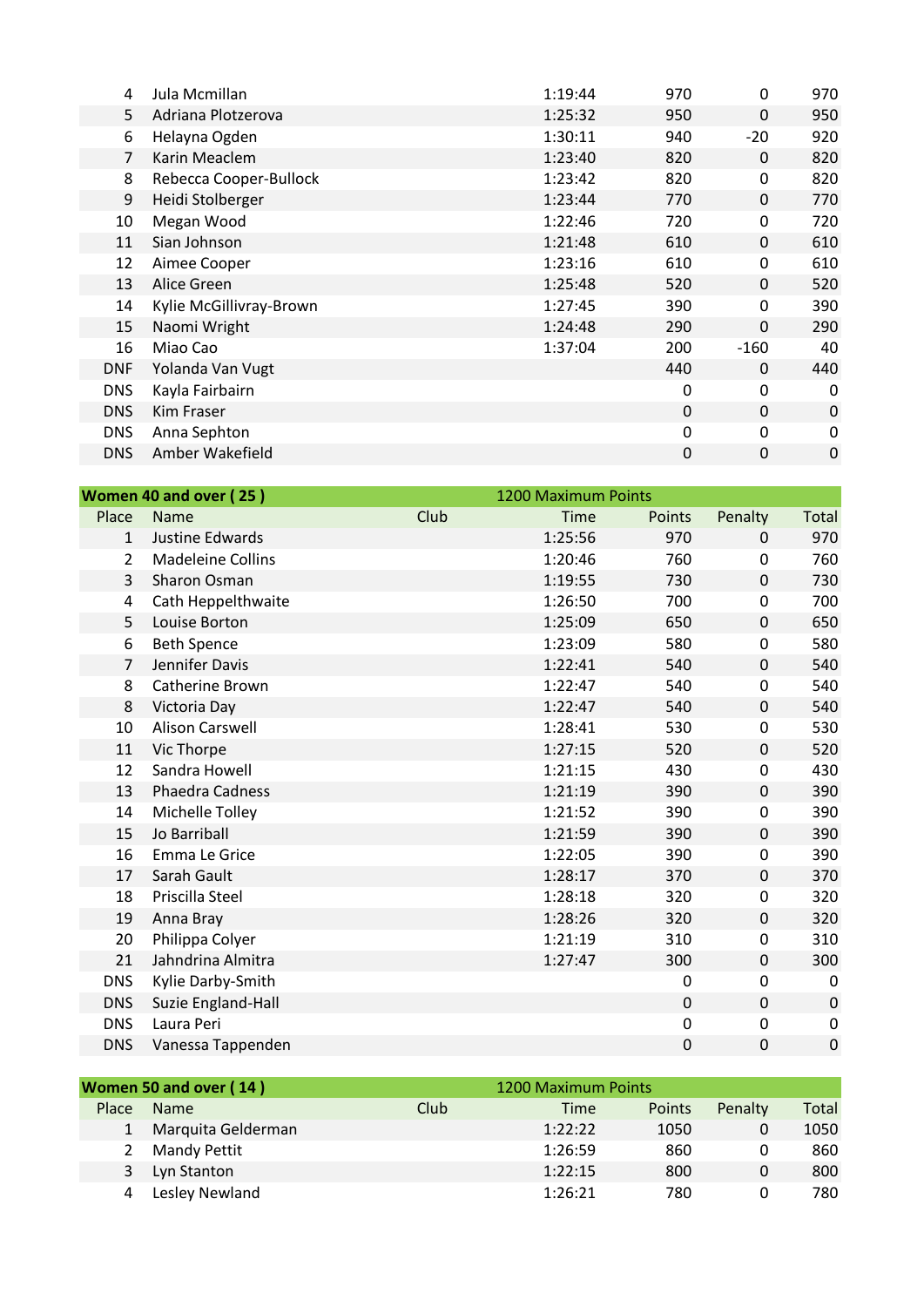| Place | Name | Club | Time | Points | Penalty | Total |
|---|---|---|---|---|---|---|
| 4 | Jula Mcmillan | | 1:19:44 | 970 | 0 | 970 |
| 5 | Adriana Plotzerova | | 1:25:32 | 950 | 0 | 950 |
| 6 | Helayna Ogden | | 1:30:11 | 940 | -20 | 920 |
| 7 | Karin Meaclem | | 1:23:40 | 820 | 0 | 820 |
| 8 | Rebecca Cooper-Bullock | | 1:23:42 | 820 | 0 | 820 |
| 9 | Heidi Stolberger | | 1:23:44 | 770 | 0 | 770 |
| 10 | Megan Wood | | 1:22:46 | 720 | 0 | 720 |
| 11 | Sian Johnson | | 1:21:48 | 610 | 0 | 610 |
| 12 | Aimee Cooper | | 1:23:16 | 610 | 0 | 610 |
| 13 | Alice Green | | 1:25:48 | 520 | 0 | 520 |
| 14 | Kylie McGillivray-Brown | | 1:27:45 | 390 | 0 | 390 |
| 15 | Naomi Wright | | 1:24:48 | 290 | 0 | 290 |
| 16 | Miao Cao | | 1:37:04 | 200 | -160 | 40 |
| DNF | Yolanda Van Vugt | | | 440 | 0 | 440 |
| DNS | Kayla Fairbairn | | | 0 | 0 | 0 |
| DNS | Kim Fraser | | | 0 | 0 | 0 |
| DNS | Anna Sephton | | | 0 | 0 | 0 |
| DNS | Amber Wakefield | | | 0 | 0 | 0 |

**Women 40 and over ( 25 )** — 1200 Maximum Points

| Place | Name | Club | Time | Points | Penalty | Total |
|---|---|---|---|---|---|---|
| 1 | Justine Edwards | | 1:25:56 | 970 | 0 | 970 |
| 2 | Madeleine Collins | | 1:20:46 | 760 | 0 | 760 |
| 3 | Sharon Osman | | 1:19:55 | 730 | 0 | 730 |
| 4 | Cath Heppelthwaite | | 1:26:50 | 700 | 0 | 700 |
| 5 | Louise Borton | | 1:25:09 | 650 | 0 | 650 |
| 6 | Beth Spence | | 1:23:09 | 580 | 0 | 580 |
| 7 | Jennifer Davis | | 1:22:41 | 540 | 0 | 540 |
| 8 | Catherine Brown | | 1:22:47 | 540 | 0 | 540 |
| 8 | Victoria Day | | 1:22:47 | 540 | 0 | 540 |
| 10 | Alison Carswell | | 1:28:41 | 530 | 0 | 530 |
| 11 | Vic Thorpe | | 1:27:15 | 520 | 0 | 520 |
| 12 | Sandra Howell | | 1:21:15 | 430 | 0 | 430 |
| 13 | Phaedra Cadness | | 1:21:19 | 390 | 0 | 390 |
| 14 | Michelle Tolley | | 1:21:52 | 390 | 0 | 390 |
| 15 | Jo Barriball | | 1:21:59 | 390 | 0 | 390 |
| 16 | Emma Le Grice | | 1:22:05 | 390 | 0 | 390 |
| 17 | Sarah Gault | | 1:28:17 | 370 | 0 | 370 |
| 18 | Priscilla Steel | | 1:28:18 | 320 | 0 | 320 |
| 19 | Anna Bray | | 1:28:26 | 320 | 0 | 320 |
| 20 | Philippa Colyer | | 1:21:19 | 310 | 0 | 310 |
| 21 | Jahndrina Almitra | | 1:27:47 | 300 | 0 | 300 |
| DNS | Kylie Darby-Smith | | | 0 | 0 | 0 |
| DNS | Suzie England-Hall | | | 0 | 0 | 0 |
| DNS | Laura Peri | | | 0 | 0 | 0 |
| DNS | Vanessa Tappenden | | | 0 | 0 | 0 |

**Women 50 and over ( 14 )** — 1200 Maximum Points

| Place | Name | Club | Time | Points | Penalty | Total |
|---|---|---|---|---|---|---|
| 1 | Marquita Gelderman | | 1:22:22 | 1050 | 0 | 1050 |
| 2 | Mandy Pettit | | 1:26:59 | 860 | 0 | 860 |
| 3 | Lyn Stanton | | 1:22:15 | 800 | 0 | 800 |
| 4 | Lesley Newland | | 1:26:21 | 780 | 0 | 780 |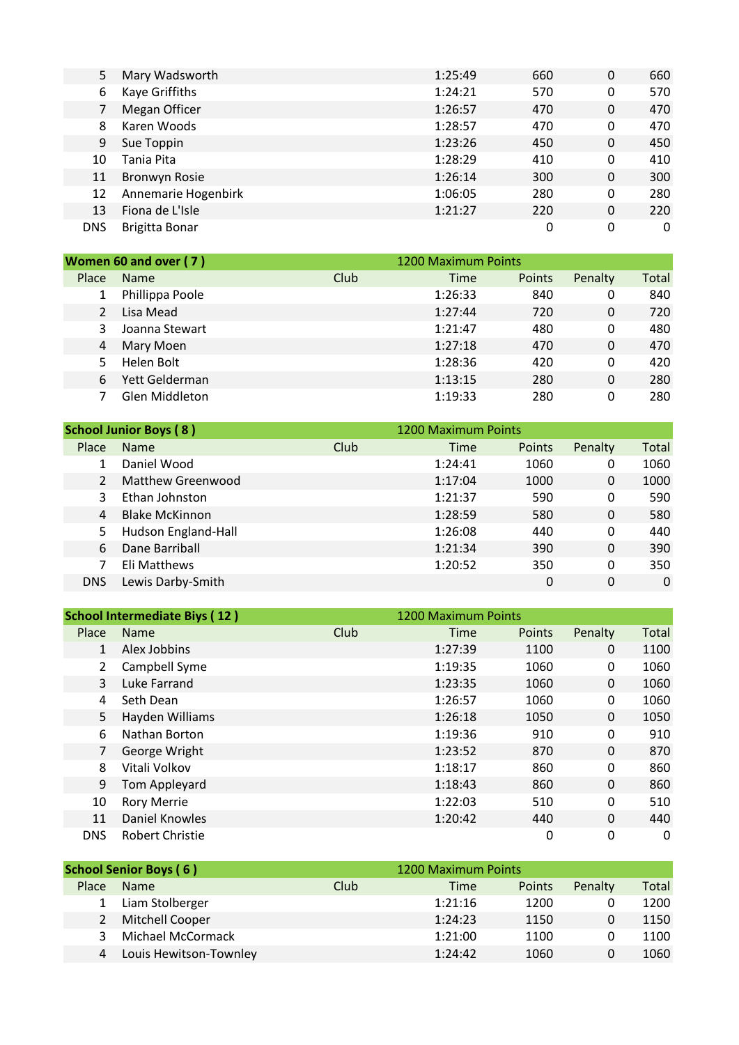| Place | Name | Club | Time | Points | Penalty | Total |
|---|---|---|---|---|---|---|
| 5 | Mary Wadsworth | | 1:25:49 | 660 | 0 | 660 |
| 6 | Kaye Griffiths | | 1:24:21 | 570 | 0 | 570 |
| 7 | Megan Officer | | 1:26:57 | 470 | 0 | 470 |
| 8 | Karen Woods | | 1:28:57 | 470 | 0 | 470 |
| 9 | Sue Toppin | | 1:23:26 | 450 | 0 | 450 |
| 10 | Tania Pita | | 1:28:29 | 410 | 0 | 410 |
| 11 | Bronwyn Rosie | | 1:26:14 | 300 | 0 | 300 |
| 12 | Annemarie Hogenbirk | | 1:06:05 | 280 | 0 | 280 |
| 13 | Fiona de L'Isle | | 1:21:27 | 220 | 0 | 220 |
| DNS | Brigitta Bonar | | | 0 | 0 | 0 |

| **Women 60 and over ( 7 )** | | | 1200 Maximum Points | | | |
|---|---|---|---|---|---|---|
| Place | Name | Club | Time | Points | Penalty | Total |
| 1 | Phillippa Poole | | 1:26:33 | 840 | 0 | 840 |
| 2 | Lisa Mead | | 1:27:44 | 720 | 0 | 720 |
| 3 | Joanna Stewart | | 1:21:47 | 480 | 0 | 480 |
| 4 | Mary Moen | | 1:27:18 | 470 | 0 | 470 |
| 5 | Helen Bolt | | 1:28:36 | 420 | 0 | 420 |
| 6 | Yett Gelderman | | 1:13:15 | 280 | 0 | 280 |
| 7 | Glen Middleton | | 1:19:33 | 280 | 0 | 280 |

| **School Junior Boys ( 8 )** | | | 1200 Maximum Points | | | |
|---|---|---|---|---|---|---|
| Place | Name | Club | Time | Points | Penalty | Total |
| 1 | Daniel Wood | | 1:24:41 | 1060 | 0 | 1060 |
| 2 | Matthew Greenwood | | 1:17:04 | 1000 | 0 | 1000 |
| 3 | Ethan Johnston | | 1:21:37 | 590 | 0 | 590 |
| 4 | Blake McKinnon | | 1:28:59 | 580 | 0 | 580 |
| 5 | Hudson England-Hall | | 1:26:08 | 440 | 0 | 440 |
| 6 | Dane Barriball | | 1:21:34 | 390 | 0 | 390 |
| 7 | Eli Matthews | | 1:20:52 | 350 | 0 | 350 |
| DNS | Lewis Darby-Smith | | | 0 | 0 | 0 |

| **School Intermediate Biys ( 12 )** | | | 1200 Maximum Points | | | |
|---|---|---|---|---|---|---|
| Place | Name | Club | Time | Points | Penalty | Total |
| 1 | Alex Jobbins | | 1:27:39 | 1100 | 0 | 1100 |
| 2 | Campbell Syme | | 1:19:35 | 1060 | 0 | 1060 |
| 3 | Luke Farrand | | 1:23:35 | 1060 | 0 | 1060 |
| 4 | Seth Dean | | 1:26:57 | 1060 | 0 | 1060 |
| 5 | Hayden Williams | | 1:26:18 | 1050 | 0 | 1050 |
| 6 | Nathan Borton | | 1:19:36 | 910 | 0 | 910 |
| 7 | George Wright | | 1:23:52 | 870 | 0 | 870 |
| 8 | Vitali Volkov | | 1:18:17 | 860 | 0 | 860 |
| 9 | Tom Appleyard | | 1:18:43 | 860 | 0 | 860 |
| 10 | Rory Merrie | | 1:22:03 | 510 | 0 | 510 |
| 11 | Daniel Knowles | | 1:20:42 | 440 | 0 | 440 |
| DNS | Robert Christie | | | 0 | 0 | 0 |

| **School Senior Boys ( 6 )** | | | 1200 Maximum Points | | | |
|---|---|---|---|---|---|---|
| Place | Name | Club | Time | Points | Penalty | Total |
| 1 | Liam Stolberger | | 1:21:16 | 1200 | 0 | 1200 |
| 2 | Mitchell Cooper | | 1:24:23 | 1150 | 0 | 1150 |
| 3 | Michael McCormack | | 1:21:00 | 1100 | 0 | 1100 |
| 4 | Louis Hewitson-Townley | | 1:24:42 | 1060 | 0 | 1060 |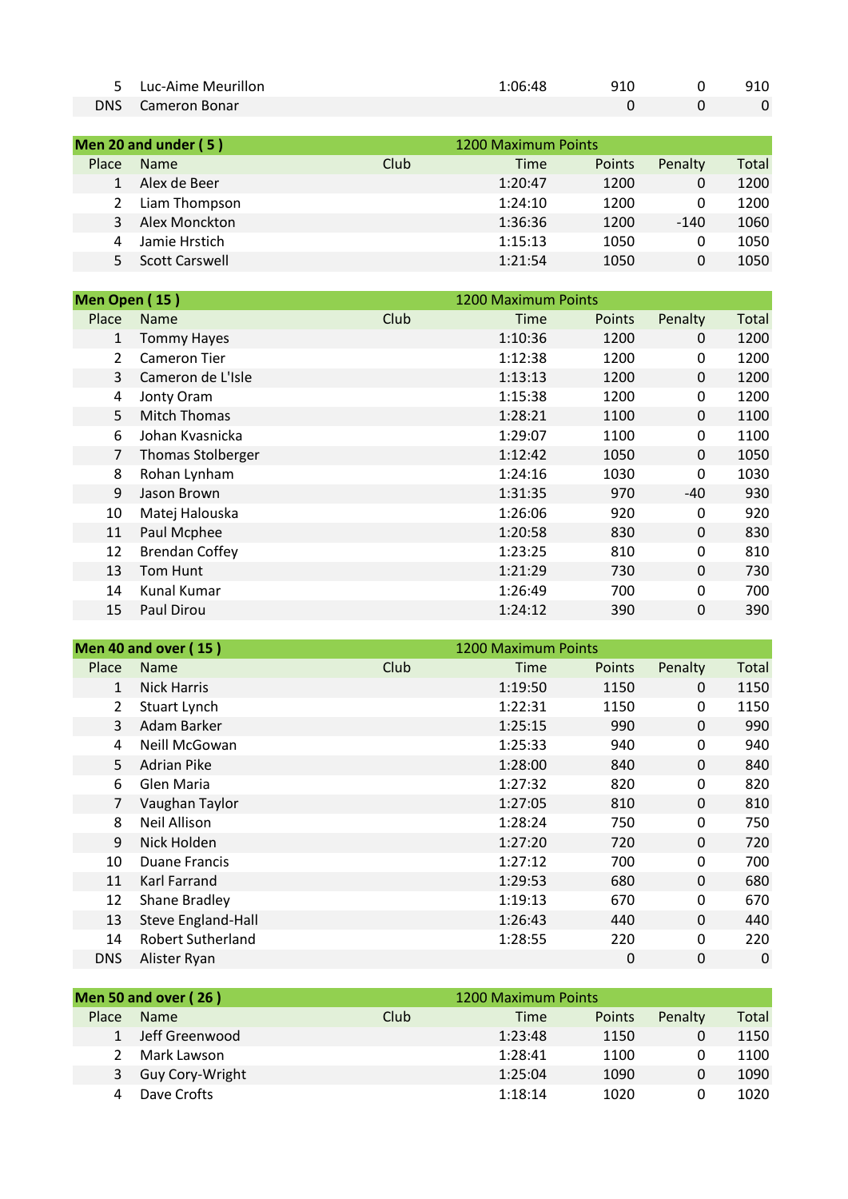| Place | Name | Club | Time | Points | Penalty | Total |
|---|---|---|---|---|---|---|
| 5 | Luc-Aime Meurillon | | 1:06:48 | 910 | 0 | 910 |
| DNS | Cameron Bonar | | | 0 | 0 | 0 |

| Men 20 and under ( 5 ) | | | 1200 Maximum Points | | | |
|---|---|---|---|---|---|---|
| Place | Name | Club | Time | Points | Penalty | Total |
| 1 | Alex de Beer | | 1:20:47 | 1200 | 0 | 1200 |
| 2 | Liam Thompson | | 1:24:10 | 1200 | 0 | 1200 |
| 3 | Alex Monckton | | 1:36:36 | 1200 | -140 | 1060 |
| 4 | Jamie Hrstich | | 1:15:13 | 1050 | 0 | 1050 |
| 5 | Scott Carswell | | 1:21:54 | 1050 | 0 | 1050 |

| Men Open ( 15 ) | | | 1200 Maximum Points | | | |
|---|---|---|---|---|---|---|
| Place | Name | Club | Time | Points | Penalty | Total |
| 1 | Tommy Hayes | | 1:10:36 | 1200 | 0 | 1200 |
| 2 | Cameron Tier | | 1:12:38 | 1200 | 0 | 1200 |
| 3 | Cameron de L'Isle | | 1:13:13 | 1200 | 0 | 1200 |
| 4 | Jonty Oram | | 1:15:38 | 1200 | 0 | 1200 |
| 5 | Mitch Thomas | | 1:28:21 | 1100 | 0 | 1100 |
| 6 | Johan Kvasnicka | | 1:29:07 | 1100 | 0 | 1100 |
| 7 | Thomas Stolberger | | 1:12:42 | 1050 | 0 | 1050 |
| 8 | Rohan Lynham | | 1:24:16 | 1030 | 0 | 1030 |
| 9 | Jason Brown | | 1:31:35 | 970 | -40 | 930 |
| 10 | Matej Halouska | | 1:26:06 | 920 | 0 | 920 |
| 11 | Paul Mcphee | | 1:20:58 | 830 | 0 | 830 |
| 12 | Brendan Coffey | | 1:23:25 | 810 | 0 | 810 |
| 13 | Tom Hunt | | 1:21:29 | 730 | 0 | 730 |
| 14 | Kunal Kumar | | 1:26:49 | 700 | 0 | 700 |
| 15 | Paul Dirou | | 1:24:12 | 390 | 0 | 390 |

| Men 40 and over ( 15 ) | | | 1200 Maximum Points | | | |
|---|---|---|---|---|---|---|
| Place | Name | Club | Time | Points | Penalty | Total |
| 1 | Nick Harris | | 1:19:50 | 1150 | 0 | 1150 |
| 2 | Stuart Lynch | | 1:22:31 | 1150 | 0 | 1150 |
| 3 | Adam Barker | | 1:25:15 | 990 | 0 | 990 |
| 4 | Neill McGowan | | 1:25:33 | 940 | 0 | 940 |
| 5 | Adrian Pike | | 1:28:00 | 840 | 0 | 840 |
| 6 | Glen Maria | | 1:27:32 | 820 | 0 | 820 |
| 7 | Vaughan Taylor | | 1:27:05 | 810 | 0 | 810 |
| 8 | Neil Allison | | 1:28:24 | 750 | 0 | 750 |
| 9 | Nick Holden | | 1:27:20 | 720 | 0 | 720 |
| 10 | Duane Francis | | 1:27:12 | 700 | 0 | 700 |
| 11 | Karl Farrand | | 1:29:53 | 680 | 0 | 680 |
| 12 | Shane Bradley | | 1:19:13 | 670 | 0 | 670 |
| 13 | Steve England-Hall | | 1:26:43 | 440 | 0 | 440 |
| 14 | Robert Sutherland | | 1:28:55 | 220 | 0 | 220 |
| DNS | Alister Ryan | | | 0 | 0 | 0 |

| Men 50 and over ( 26 ) | | | 1200 Maximum Points | | | |
|---|---|---|---|---|---|---|
| Place | Name | Club | Time | Points | Penalty | Total |
| 1 | Jeff Greenwood | | 1:23:48 | 1150 | 0 | 1150 |
| 2 | Mark Lawson | | 1:28:41 | 1100 | 0 | 1100 |
| 3 | Guy Cory-Wright | | 1:25:04 | 1090 | 0 | 1090 |
| 4 | Dave Crofts | | 1:18:14 | 1020 | 0 | 1020 |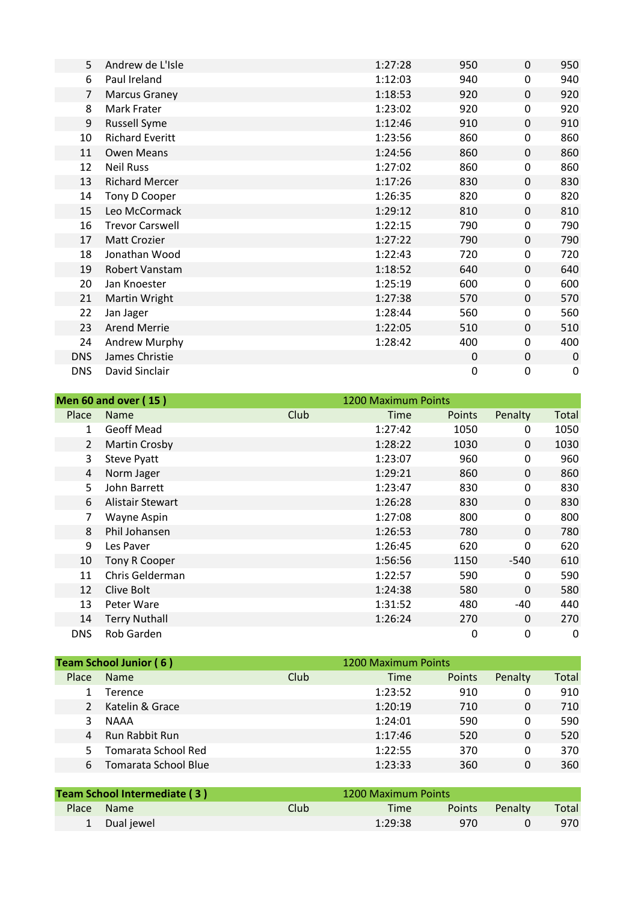| Place | Name | Club | Time | Points | Penalty | Total |
|---|---|---|---|---|---|---|
| 5 | Andrew de L'Isle | | 1:27:28 | 950 | 0 | 950 |
| 6 | Paul Ireland | | 1:12:03 | 940 | 0 | 940 |
| 7 | Marcus Graney | | 1:18:53 | 920 | 0 | 920 |
| 8 | Mark Frater | | 1:23:02 | 920 | 0 | 920 |
| 9 | Russell Syme | | 1:12:46 | 910 | 0 | 910 |
| 10 | Richard Everitt | | 1:23:56 | 860 | 0 | 860 |
| 11 | Owen Means | | 1:24:56 | 860 | 0 | 860 |
| 12 | Neil Russ | | 1:27:02 | 860 | 0 | 860 |
| 13 | Richard Mercer | | 1:17:26 | 830 | 0 | 830 |
| 14 | Tony D Cooper | | 1:26:35 | 820 | 0 | 820 |
| 15 | Leo McCormack | | 1:29:12 | 810 | 0 | 810 |
| 16 | Trevor Carswell | | 1:22:15 | 790 | 0 | 790 |
| 17 | Matt Crozier | | 1:27:22 | 790 | 0 | 790 |
| 18 | Jonathan Wood | | 1:22:43 | 720 | 0 | 720 |
| 19 | Robert Vanstam | | 1:18:52 | 640 | 0 | 640 |
| 20 | Jan Knoester | | 1:25:19 | 600 | 0 | 600 |
| 21 | Martin Wright | | 1:27:38 | 570 | 0 | 570 |
| 22 | Jan Jager | | 1:28:44 | 560 | 0 | 560 |
| 23 | Arend Merrie | | 1:22:05 | 510 | 0 | 510 |
| 24 | Andrew Murphy | | 1:28:42 | 400 | 0 | 400 |
| DNS | James Christie | | | 0 | 0 | 0 |
| DNS | David Sinclair | | | 0 | 0 | 0 |

**Men 60 and over ( 15 )** — 1200 Maximum Points

| Place | Name | Club | Time | Points | Penalty | Total |
|---|---|---|---|---|---|---|
| 1 | Geoff Mead | | 1:27:42 | 1050 | 0 | 1050 |
| 2 | Martin Crosby | | 1:28:22 | 1030 | 0 | 1030 |
| 3 | Steve Pyatt | | 1:23:07 | 960 | 0 | 960 |
| 4 | Norm Jager | | 1:29:21 | 860 | 0 | 860 |
| 5 | John Barrett | | 1:23:47 | 830 | 0 | 830 |
| 6 | Alistair Stewart | | 1:26:28 | 830 | 0 | 830 |
| 7 | Wayne Aspin | | 1:27:08 | 800 | 0 | 800 |
| 8 | Phil Johansen | | 1:26:53 | 780 | 0 | 780 |
| 9 | Les Paver | | 1:26:45 | 620 | 0 | 620 |
| 10 | Tony R Cooper | | 1:56:56 | 1150 | -540 | 610 |
| 11 | Chris Gelderman | | 1:22:57 | 590 | 0 | 590 |
| 12 | Clive Bolt | | 1:24:38 | 580 | 0 | 580 |
| 13 | Peter Ware | | 1:31:52 | 480 | -40 | 440 |
| 14 | Terry Nuthall | | 1:26:24 | 270 | 0 | 270 |
| DNS | Rob Garden | | | 0 | 0 | 0 |

**Team School Junior ( 6 )** — 1200 Maximum Points

| Place | Name | Club | Time | Points | Penalty | Total |
|---|---|---|---|---|---|---|
| 1 | Terence | | 1:23:52 | 910 | 0 | 910 |
| 2 | Katelin & Grace | | 1:20:19 | 710 | 0 | 710 |
| 3 | NAAA | | 1:24:01 | 590 | 0 | 590 |
| 4 | Run Rabbit Run | | 1:17:46 | 520 | 0 | 520 |
| 5 | Tomarata School Red | | 1:22:55 | 370 | 0 | 370 |
| 6 | Tomarata School Blue | | 1:23:33 | 360 | 0 | 360 |

**Team School Intermediate ( 3 )** — 1200 Maximum Points

| Place | Name | Club | Time | Points | Penalty | Total |
|---|---|---|---|---|---|---|
| 1 | Dual jewel | | 1:29:38 | 970 | 0 | 970 |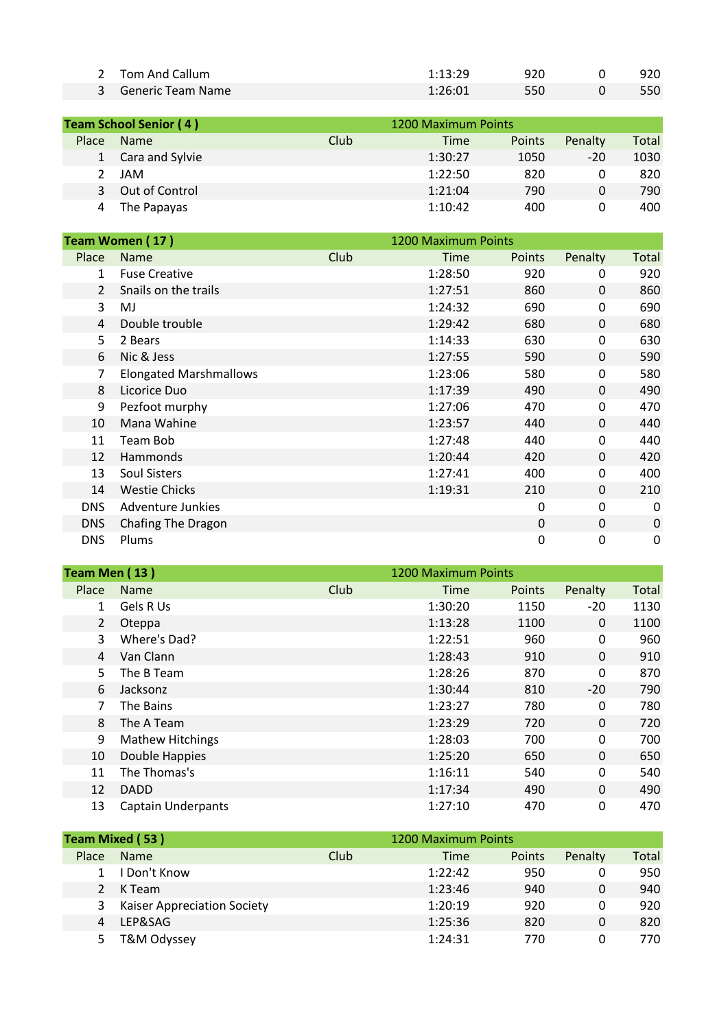| Place | Name | Club | Time | Points | Penalty | Total |
|---|---|---|---|---|---|---|
| 2 | Tom And Callum | | 1:13:29 | 920 | 0 | 920 |
| 3 | Generic Team Name | | 1:26:01 | 550 | 0 | 550 |

| Team School Senior ( 4 ) | | | 1200 Maximum Points | | | |
|---|---|---|---|---|---|---|
| Place | Name | Club | Time | Points | Penalty | Total |
| 1 | Cara and Sylvie | | 1:30:27 | 1050 | -20 | 1030 |
| 2 | JAM | | 1:22:50 | 820 | 0 | 820 |
| 3 | Out of Control | | 1:21:04 | 790 | 0 | 790 |
| 4 | The Papayas | | 1:10:42 | 400 | 0 | 400 |

| Team Women ( 17 ) | | | 1200 Maximum Points | | | |
|---|---|---|---|---|---|---|
| Place | Name | Club | Time | Points | Penalty | Total |
| 1 | Fuse Creative | | 1:28:50 | 920 | 0 | 920 |
| 2 | Snails on the trails | | 1:27:51 | 860 | 0 | 860 |
| 3 | MJ | | 1:24:32 | 690 | 0 | 690 |
| 4 | Double trouble | | 1:29:42 | 680 | 0 | 680 |
| 5 | 2 Bears | | 1:14:33 | 630 | 0 | 630 |
| 6 | Nic & Jess | | 1:27:55 | 590 | 0 | 590 |
| 7 | Elongated Marshmallows | | 1:23:06 | 580 | 0 | 580 |
| 8 | Licorice Duo | | 1:17:39 | 490 | 0 | 490 |
| 9 | Pezfoot murphy | | 1:27:06 | 470 | 0 | 470 |
| 10 | Mana Wahine | | 1:23:57 | 440 | 0 | 440 |
| 11 | Team Bob | | 1:27:48 | 440 | 0 | 440 |
| 12 | Hammonds | | 1:20:44 | 420 | 0 | 420 |
| 13 | Soul Sisters | | 1:27:41 | 400 | 0 | 400 |
| 14 | Westie Chicks | | 1:19:31 | 210 | 0 | 210 |
| DNS | Adventure Junkies | | | 0 | 0 | 0 |
| DNS | Chafing The Dragon | | | 0 | 0 | 0 |
| DNS | Plums | | | 0 | 0 | 0 |

| Team Men ( 13 ) | | | 1200 Maximum Points | | | |
|---|---|---|---|---|---|---|
| Place | Name | Club | Time | Points | Penalty | Total |
| 1 | Gels R Us | | 1:30:20 | 1150 | -20 | 1130 |
| 2 | Oteppa | | 1:13:28 | 1100 | 0 | 1100 |
| 3 | Where's Dad? | | 1:22:51 | 960 | 0 | 960 |
| 4 | Van Clann | | 1:28:43 | 910 | 0 | 910 |
| 5 | The B Team | | 1:28:26 | 870 | 0 | 870 |
| 6 | Jacksonz | | 1:30:44 | 810 | -20 | 790 |
| 7 | The Bains | | 1:23:27 | 780 | 0 | 780 |
| 8 | The A Team | | 1:23:29 | 720 | 0 | 720 |
| 9 | Mathew Hitchings | | 1:28:03 | 700 | 0 | 700 |
| 10 | Double Happies | | 1:25:20 | 650 | 0 | 650 |
| 11 | The Thomas's | | 1:16:11 | 540 | 0 | 540 |
| 12 | DADD | | 1:17:34 | 490 | 0 | 490 |
| 13 | Captain Underpants | | 1:27:10 | 470 | 0 | 470 |

| Team Mixed ( 53 ) | | | 1200 Maximum Points | | | |
|---|---|---|---|---|---|---|
| Place | Name | Club | Time | Points | Penalty | Total |
| 1 | I Don't Know | | 1:22:42 | 950 | 0 | 950 |
| 2 | K Team | | 1:23:46 | 940 | 0 | 940 |
| 3 | Kaiser Appreciation Society | | 1:20:19 | 920 | 0 | 920 |
| 4 | LEP&SAG | | 1:25:36 | 820 | 0 | 820 |
| 5 | T&M Odyssey | | 1:24:31 | 770 | 0 | 770 |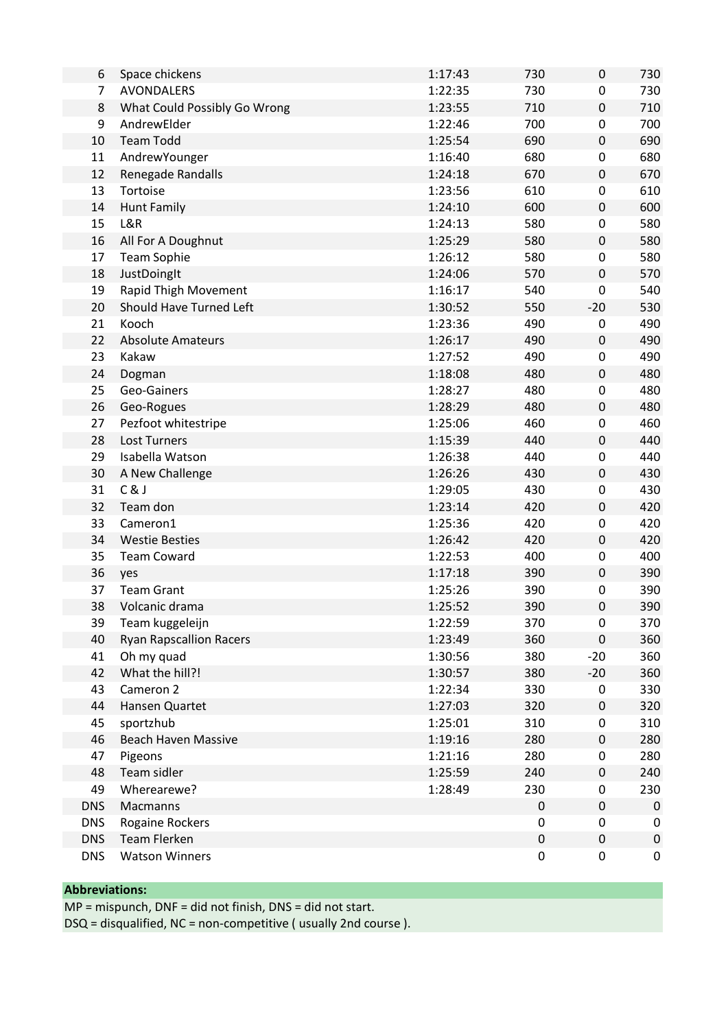| | | | | | |
|---|---|---|---|---|---|
| 6 | Space chickens | 1:17:43 | 730 | 0 | 730 |
| 7 | AVONDALERS | 1:22:35 | 730 | 0 | 730 |
| 8 | What Could Possibly Go Wrong | 1:23:55 | 710 | 0 | 710 |
| 9 | AndrewElder | 1:22:46 | 700 | 0 | 700 |
| 10 | Team Todd | 1:25:54 | 690 | 0 | 690 |
| 11 | AndrewYounger | 1:16:40 | 680 | 0 | 680 |
| 12 | Renegade Randalls | 1:24:18 | 670 | 0 | 670 |
| 13 | Tortoise | 1:23:56 | 610 | 0 | 610 |
| 14 | Hunt Family | 1:24:10 | 600 | 0 | 600 |
| 15 | L&R | 1:24:13 | 580 | 0 | 580 |
| 16 | All For A Doughnut | 1:25:29 | 580 | 0 | 580 |
| 17 | Team Sophie | 1:26:12 | 580 | 0 | 580 |
| 18 | JustDoingIt | 1:24:06 | 570 | 0 | 570 |
| 19 | Rapid Thigh Movement | 1:16:17 | 540 | 0 | 540 |
| 20 | Should Have Turned Left | 1:30:52 | 550 | -20 | 530 |
| 21 | Kooch | 1:23:36 | 490 | 0 | 490 |
| 22 | Absolute Amateurs | 1:26:17 | 490 | 0 | 490 |
| 23 | Kakaw | 1:27:52 | 490 | 0 | 490 |
| 24 | Dogman | 1:18:08 | 480 | 0 | 480 |
| 25 | Geo-Gainers | 1:28:27 | 480 | 0 | 480 |
| 26 | Geo-Rogues | 1:28:29 | 480 | 0 | 480 |
| 27 | Pezfoot whitestripe | 1:25:06 | 460 | 0 | 460 |
| 28 | Lost Turners | 1:15:39 | 440 | 0 | 440 |
| 29 | Isabella Watson | 1:26:38 | 440 | 0 | 440 |
| 30 | A New Challenge | 1:26:26 | 430 | 0 | 430 |
| 31 | C & J | 1:29:05 | 430 | 0 | 430 |
| 32 | Team don | 1:23:14 | 420 | 0 | 420 |
| 33 | Cameron1 | 1:25:36 | 420 | 0 | 420 |
| 34 | Westie Besties | 1:26:42 | 420 | 0 | 420 |
| 35 | Team Coward | 1:22:53 | 400 | 0 | 400 |
| 36 | yes | 1:17:18 | 390 | 0 | 390 |
| 37 | Team Grant | 1:25:26 | 390 | 0 | 390 |
| 38 | Volcanic drama | 1:25:52 | 390 | 0 | 390 |
| 39 | Team kuggeleijn | 1:22:59 | 370 | 0 | 370 |
| 40 | Ryan Rapscallion Racers | 1:23:49 | 360 | 0 | 360 |
| 41 | Oh my quad | 1:30:56 | 380 | -20 | 360 |
| 42 | What the hill?! | 1:30:57 | 380 | -20 | 360 |
| 43 | Cameron 2 | 1:22:34 | 330 | 0 | 330 |
| 44 | Hansen Quartet | 1:27:03 | 320 | 0 | 320 |
| 45 | sportzhub | 1:25:01 | 310 | 0 | 310 |
| 46 | Beach Haven Massive | 1:19:16 | 280 | 0 | 280 |
| 47 | Pigeons | 1:21:16 | 280 | 0 | 280 |
| 48 | Team sidler | 1:25:59 | 240 | 0 | 240 |
| 49 | Wherearewe? | 1:28:49 | 230 | 0 | 230 |
| DNS | Macmanns | | 0 | 0 | 0 |
| DNS | Rogaine Rockers | | 0 | 0 | 0 |
| DNS | Team Flerken | | 0 | 0 | 0 |
| DNS | Watson Winners | | 0 | 0 | 0 |

**Abbreviations:**

MP = mispunch, DNF = did not finish, DNS = did not start.
DSQ = disqualified, NC = non-competitive ( usually 2nd course ).